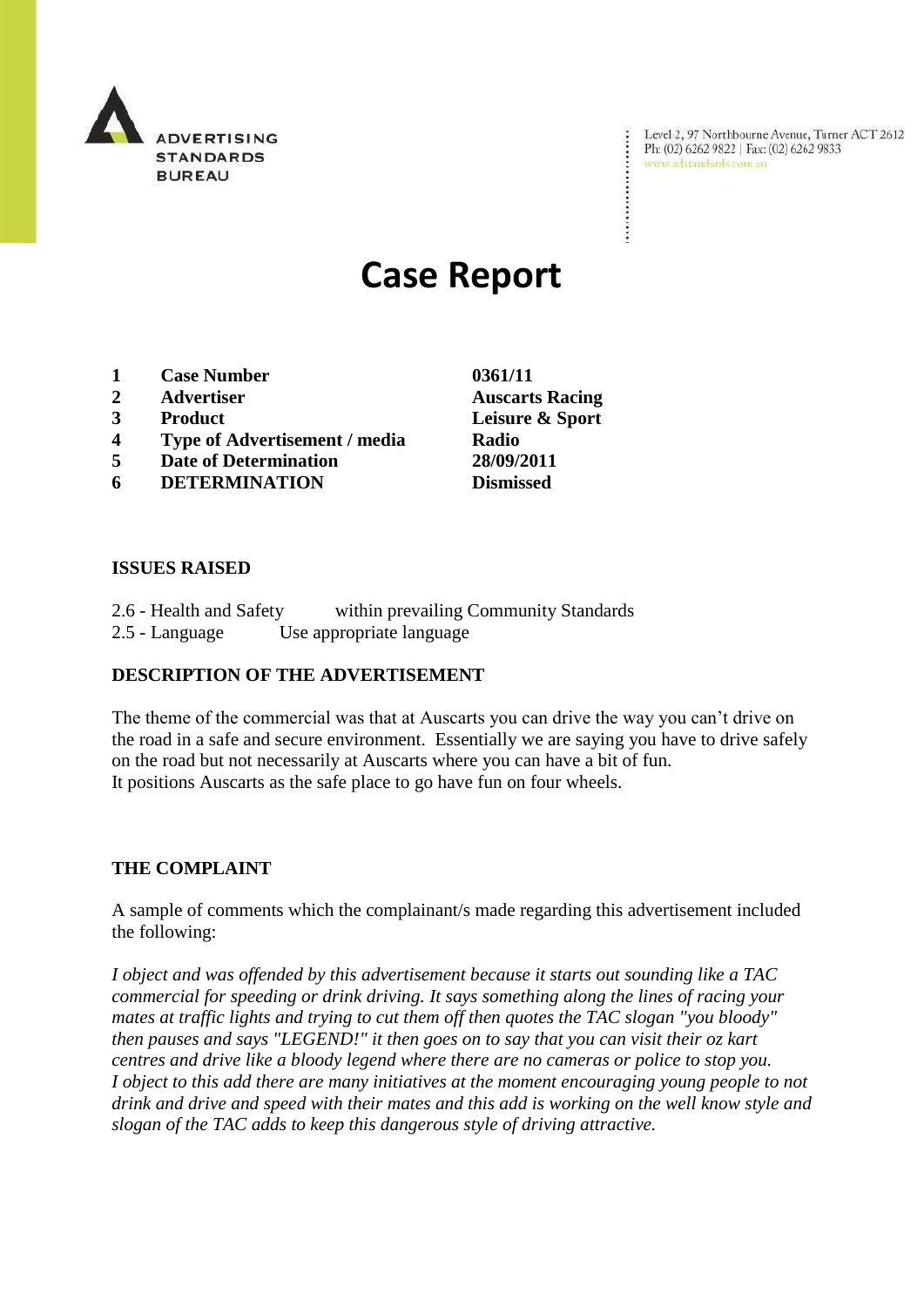ADVERTISING STANDARDS BUREAU

Level 2, 97 Northbourne Avenue, Turner ACT 2612
Ph: (02) 6262 9822 | Fax: (02) 6262 9833
www.adstandards.com.au

# Case Report

| | | |
|---|---|---|
| 1 | **Case Number** | **0361/11** |
| 2 | **Advertiser** | **Auscarts Racing** |
| 3 | **Product** | **Leisure & Sport** |
| 4 | **Type of Advertisement / media** | **Radio** |
| 5 | **Date of Determination** | **28/09/2011** |
| 6 | **DETERMINATION** | **Dismissed** |

## ISSUES RAISED

2.6 - Health and Safety within prevailing Community Standards
2.5 - Language Use appropriate language

## DESCRIPTION OF THE ADVERTISEMENT

The theme of the commercial was that at Auscarts you can drive the way you can't drive on the road in a safe and secure environment. Essentially we are saying you have to drive safely on the road but not necessarily at Auscarts where you can have a bit of fun.
It positions Auscarts as the safe place to go have fun on four wheels.

## THE COMPLAINT

A sample of comments which the complainant/s made regarding this advertisement included the following:

*I object and was offended by this advertisement because it starts out sounding like a TAC commercial for speeding or drink driving. It says something along the lines of racing your mates at traffic lights and trying to cut them off then quotes the TAC slogan "you bloody" then pauses and says "LEGEND!" it then goes on to say that you can visit their oz kart centres and drive like a bloody legend where there are no cameras or police to stop you.*
*I object to this add there are many initiatives at the moment encouraging young people to not drink and drive and speed with their mates and this add is working on the well know style and slogan of the TAC adds to keep this dangerous style of driving attractive.*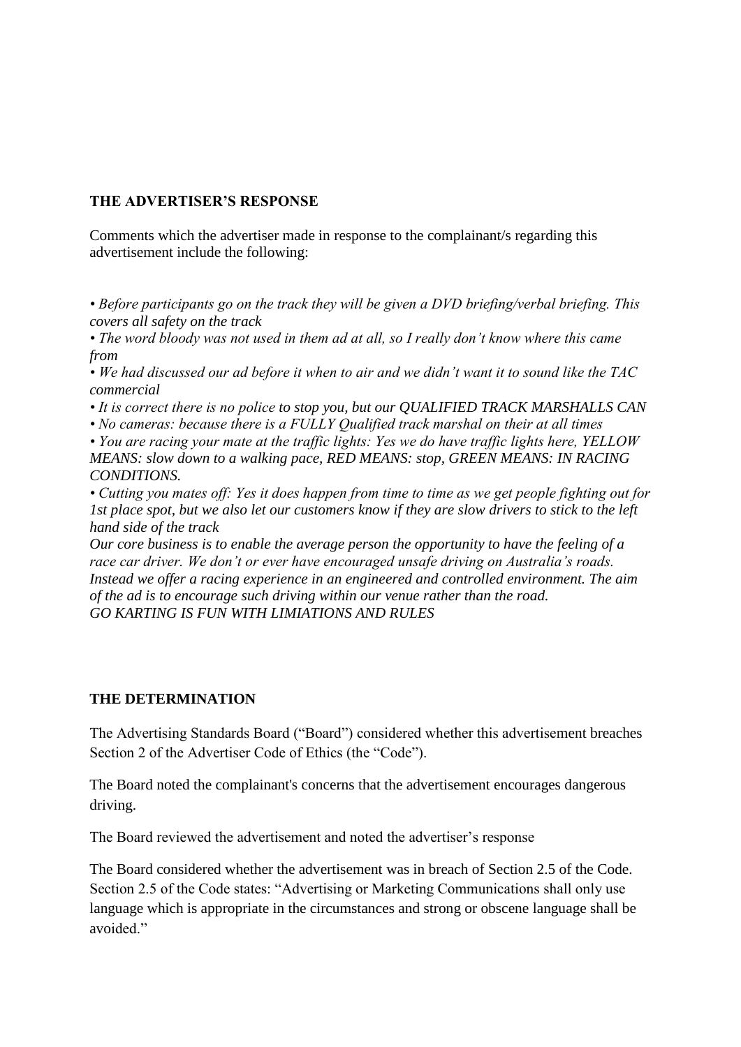## THE ADVERTISER'S RESPONSE

Comments which the advertiser made in response to the complainant/s regarding this advertisement include the following:

*• Before participants go on the track they will be given a DVD briefing/verbal briefing. This covers all safety on the track*

*• The word bloody was not used in them ad at all, so I really don't know where this came from*

*• We had discussed our ad before it when to air and we didn't want it to sound like the TAC commercial*

*• It is correct there is no police to stop you, but our QUALIFIED TRACK MARSHALLS CAN*

*• No cameras: because there is a FULLY Qualified track marshal on their at all times*

*• You are racing your mate at the traffic lights: Yes we do have traffic lights here, YELLOW MEANS: slow down to a walking pace, RED MEANS: stop, GREEN MEANS: IN RACING CONDITIONS.*

*• Cutting you mates off: Yes it does happen from time to time as we get people fighting out for 1st place spot, but we also let our customers know if they are slow drivers to stick to the left hand side of the track*

*Our core business is to enable the average person the opportunity to have the feeling of a race car driver. We don't or ever have encouraged unsafe driving on Australia's roads. Instead we offer a racing experience in an engineered and controlled environment. The aim of the ad is to encourage such driving within our venue rather than the road.*

*GO KARTING IS FUN WITH LIMIATIONS AND RULES*

## THE DETERMINATION

The Advertising Standards Board ("Board") considered whether this advertisement breaches Section 2 of the Advertiser Code of Ethics (the "Code").

The Board noted the complainant's concerns that the advertisement encourages dangerous driving.

The Board reviewed the advertisement and noted the advertiser's response

The Board considered whether the advertisement was in breach of Section 2.5 of the Code. Section 2.5 of the Code states: "Advertising or Marketing Communications shall only use language which is appropriate in the circumstances and strong or obscene language shall be avoided."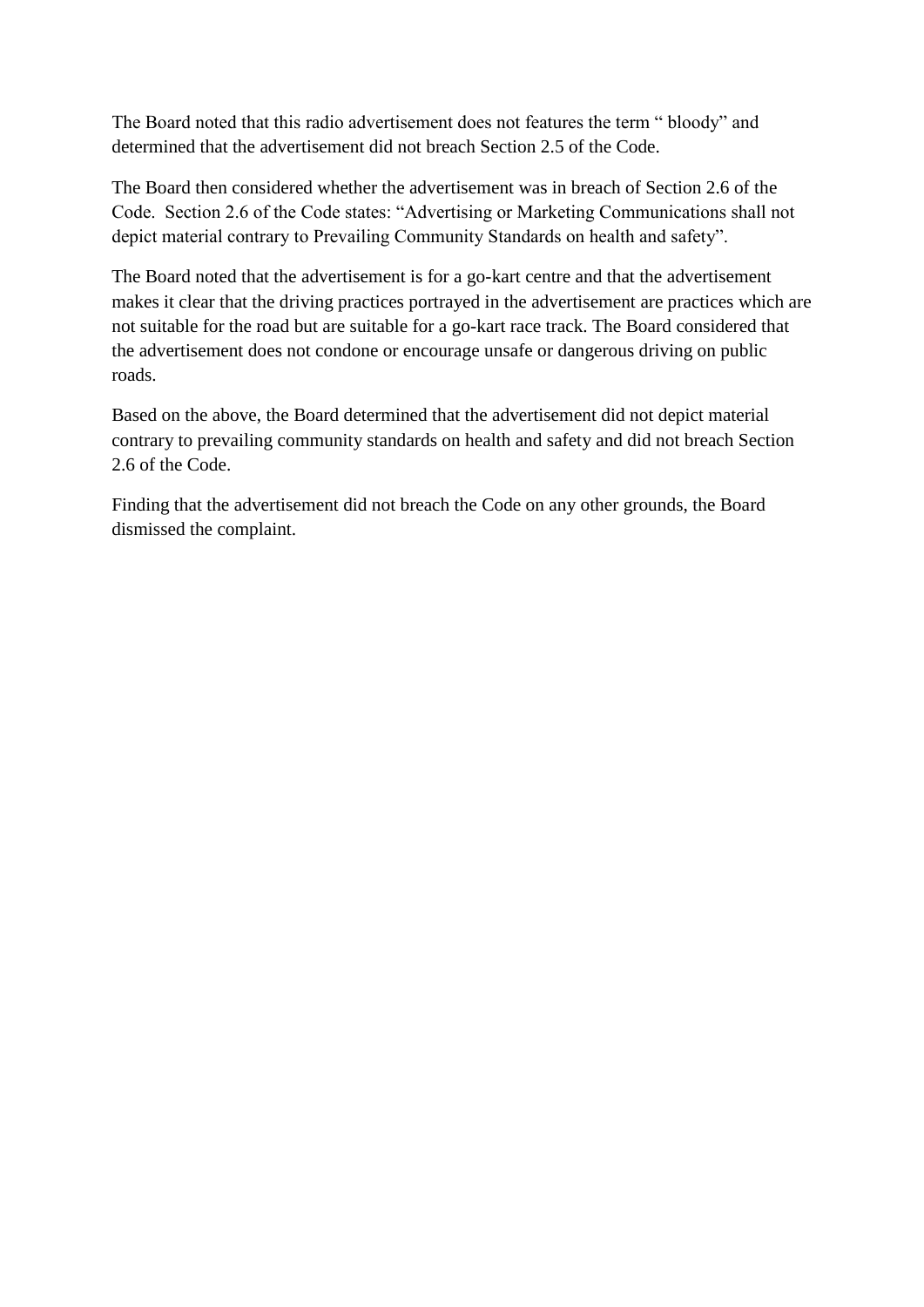The Board noted that this radio advertisement does not features the term " bloody" and determined that the advertisement did not breach Section 2.5 of the Code.

The Board then considered whether the advertisement was in breach of Section 2.6 of the Code. Section 2.6 of the Code states: "Advertising or Marketing Communications shall not depict material contrary to Prevailing Community Standards on health and safety".

The Board noted that the advertisement is for a go-kart centre and that the advertisement makes it clear that the driving practices portrayed in the advertisement are practices which are not suitable for the road but are suitable for a go-kart race track. The Board considered that the advertisement does not condone or encourage unsafe or dangerous driving on public roads.

Based on the above, the Board determined that the advertisement did not depict material contrary to prevailing community standards on health and safety and did not breach Section 2.6 of the Code.

Finding that the advertisement did not breach the Code on any other grounds, the Board dismissed the complaint.